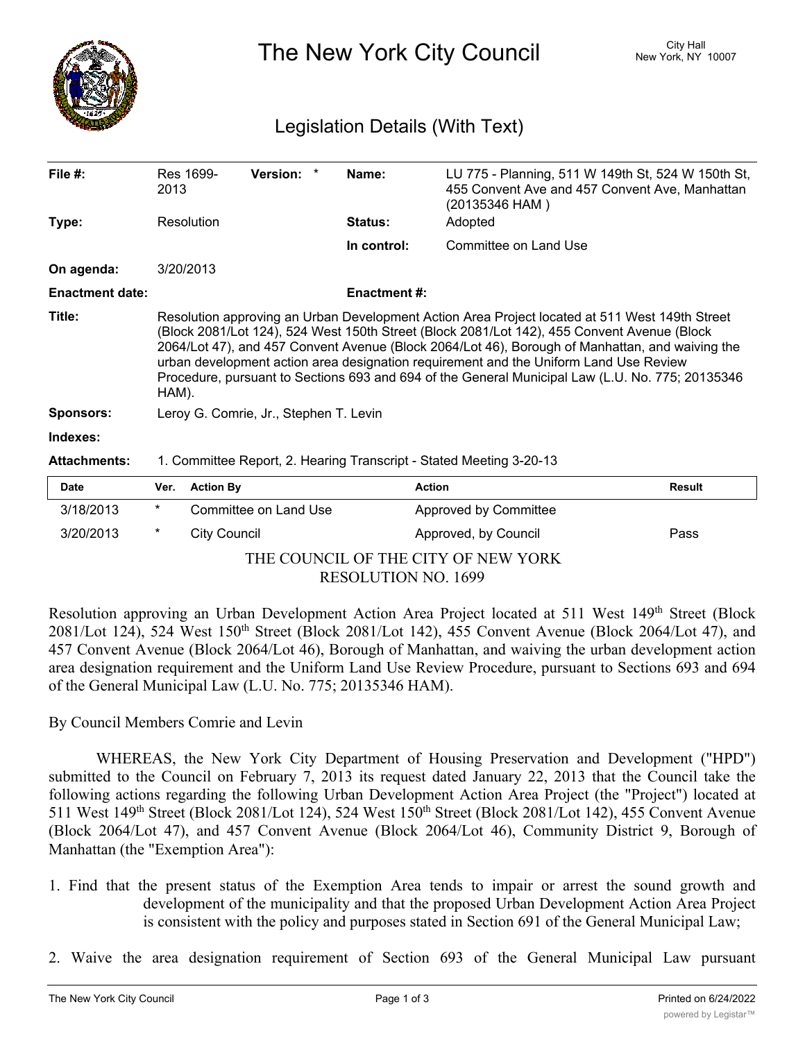# The New York City Council

City Hall
New York, NY 10007

## Legislation Details (With Text)

| | | | |
|---|---|---|---|
| **File #:** | Res 1699-2013 **Version:** * | **Name:** | LU 775 - Planning, 511 W 149th St, 524 W 150th St, 455 Convent Ave and 457 Convent Ave, Manhattan (20135346 HAM ) |
| **Type:** | Resolution | **Status:** | Adopted |
| | | **In control:** | Committee on Land Use |
| **On agenda:** | 3/20/2013 | | |
| **Enactment date:** | | **Enactment #:** | |

**Title:** Resolution approving an Urban Development Action Area Project located at 511 West 149th Street (Block 2081/Lot 124), 524 West 150th Street (Block 2081/Lot 142), 455 Convent Avenue (Block 2064/Lot 47), and 457 Convent Avenue (Block 2064/Lot 46), Borough of Manhattan, and waiving the urban development action area designation requirement and the Uniform Land Use Review Procedure, pursuant to Sections 693 and 694 of the General Municipal Law (L.U. No. 775; 20135346 HAM).

**Sponsors:** Leroy G. Comrie, Jr., Stephen T. Levin

**Indexes:**

**Attachments:** 1. Committee Report, 2. Hearing Transcript - Stated Meeting 3-20-13

| Date | Ver. | Action By | Action | Result |
|---|---|---|---|---|
| 3/18/2013 | * | Committee on Land Use | Approved by Committee | |
| 3/20/2013 | * | City Council | Approved, by Council | Pass |

THE COUNCIL OF THE CITY OF NEW YORK
RESOLUTION NO. 1699

Resolution approving an Urban Development Action Area Project located at 511 West 149th Street (Block 2081/Lot 124), 524 West 150th Street (Block 2081/Lot 142), 455 Convent Avenue (Block 2064/Lot 47), and 457 Convent Avenue (Block 2064/Lot 46), Borough of Manhattan, and waiving the urban development action area designation requirement and the Uniform Land Use Review Procedure, pursuant to Sections 693 and 694 of the General Municipal Law (L.U. No. 775; 20135346 HAM).

By Council Members Comrie and Levin

WHEREAS, the New York City Department of Housing Preservation and Development ("HPD") submitted to the Council on February 7, 2013 its request dated January 22, 2013 that the Council take the following actions regarding the following Urban Development Action Area Project (the "Project") located at 511 West 149th Street (Block 2081/Lot 124), 524 West 150th Street (Block 2081/Lot 142), 455 Convent Avenue (Block 2064/Lot 47), and 457 Convent Avenue (Block 2064/Lot 46), Community District 9, Borough of Manhattan (the "Exemption Area"):

1. Find that the present status of the Exemption Area tends to impair or arrest the sound growth and development of the municipality and that the proposed Urban Development Action Area Project is consistent with the policy and purposes stated in Section 691 of the General Municipal Law;

2. Waive the area designation requirement of Section 693 of the General Municipal Law pursuant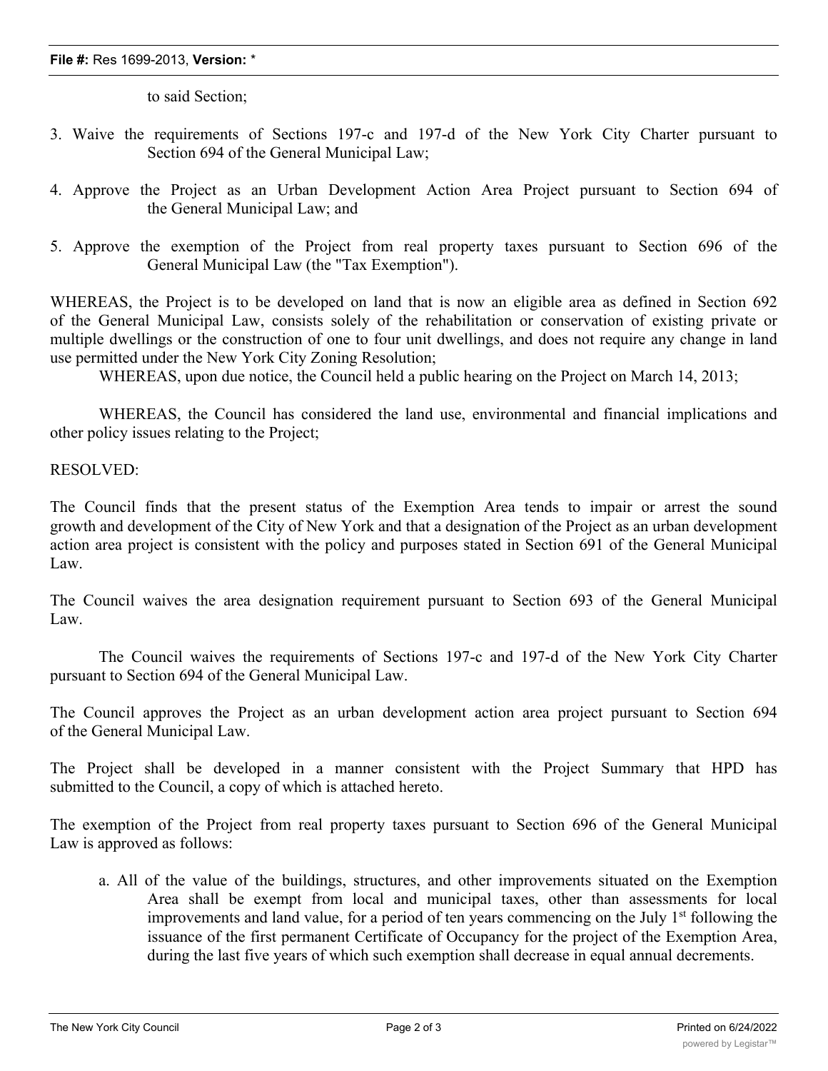to said Section;

3. Waive the requirements of Sections 197-c and 197-d of the New York City Charter pursuant to Section 694 of the General Municipal Law;

4. Approve the Project as an Urban Development Action Area Project pursuant to Section 694 of the General Municipal Law; and

5. Approve the exemption of the Project from real property taxes pursuant to Section 696 of the General Municipal Law (the "Tax Exemption").

WHEREAS, the Project is to be developed on land that is now an eligible area as defined in Section 692 of the General Municipal Law, consists solely of the rehabilitation or conservation of existing private or multiple dwellings or the construction of one to four unit dwellings, and does not require any change in land use permitted under the New York City Zoning Resolution;

WHEREAS, upon due notice, the Council held a public hearing on the Project on March 14, 2013;

WHEREAS, the Council has considered the land use, environmental and financial implications and other policy issues relating to the Project;

RESOLVED:

The Council finds that the present status of the Exemption Area tends to impair or arrest the sound growth and development of the City of New York and that a designation of the Project as an urban development action area project is consistent with the policy and purposes stated in Section 691 of the General Municipal Law.

The Council waives the area designation requirement pursuant to Section 693 of the General Municipal Law.

The Council waives the requirements of Sections 197-c and 197-d of the New York City Charter pursuant to Section 694 of the General Municipal Law.

The Council approves the Project as an urban development action area project pursuant to Section 694 of the General Municipal Law.

The Project shall be developed in a manner consistent with the Project Summary that HPD has submitted to the Council, a copy of which is attached hereto.

The exemption of the Project from real property taxes pursuant to Section 696 of the General Municipal Law is approved as follows:

a. All of the value of the buildings, structures, and other improvements situated on the Exemption Area shall be exempt from local and municipal taxes, other than assessments for local improvements and land value, for a period of ten years commencing on the July 1st following the issuance of the first permanent Certificate of Occupancy for the project of the Exemption Area, during the last five years of which such exemption shall decrease in equal annual decrements.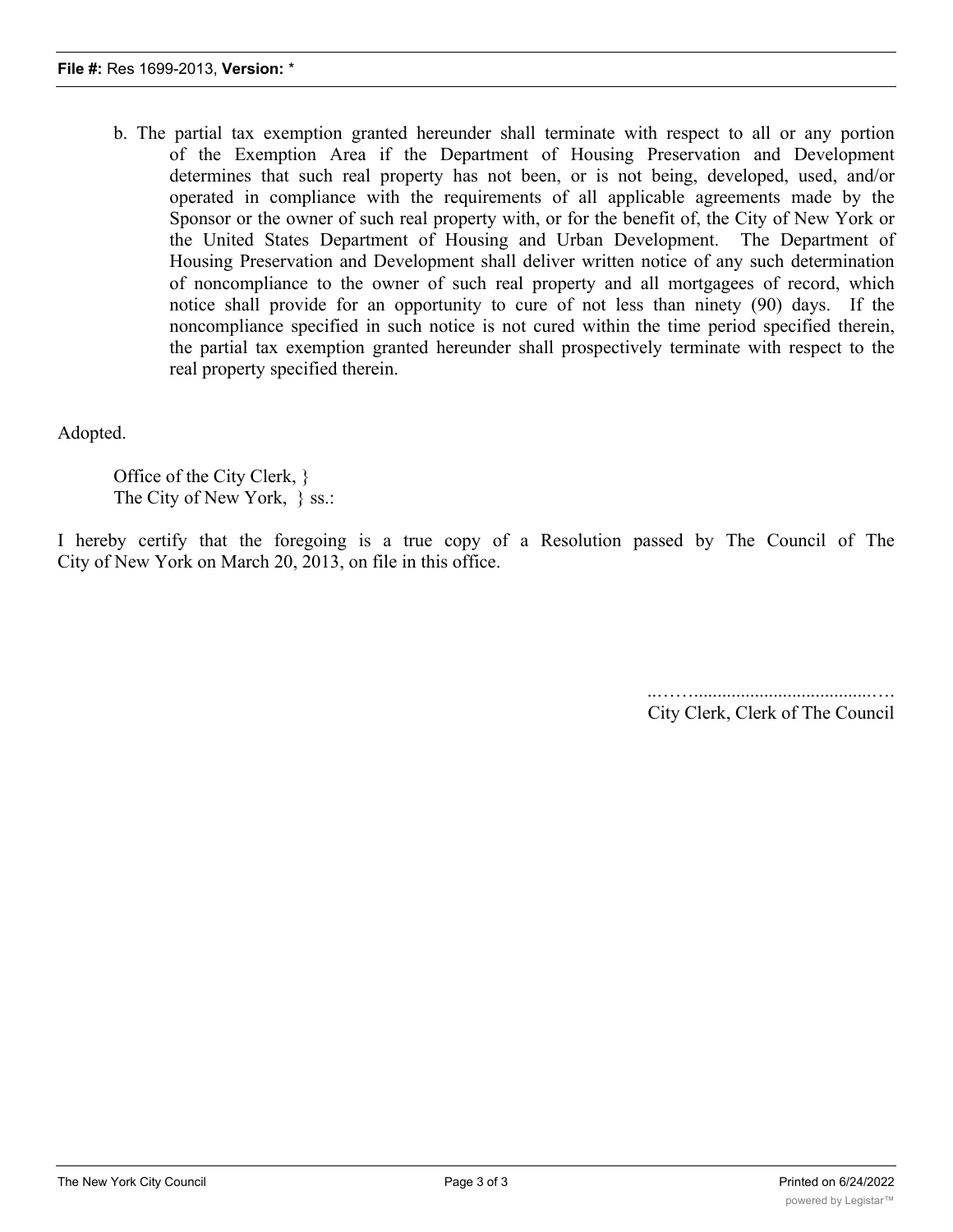b. The partial tax exemption granted hereunder shall terminate with respect to all or any portion of the Exemption Area if the Department of Housing Preservation and Development determines that such real property has not been, or is not being, developed, used, and/or operated in compliance with the requirements of all applicable agreements made by the Sponsor or the owner of such real property with, or for the benefit of, the City of New York or the United States Department of Housing and Urban Development. The Department of Housing Preservation and Development shall deliver written notice of any such determination of noncompliance to the owner of such real property and all mortgagees of record, which notice shall provide for an opportunity to cure of not less than ninety (90) days. If the noncompliance specified in such notice is not cured within the time period specified therein, the partial tax exemption granted hereunder shall prospectively terminate with respect to the real property specified therein.

Adopted.

Office of the City Clerk, }
The City of New York, } ss.:

I hereby certify that the foregoing is a true copy of a Resolution passed by The Council of The City of New York on March 20, 2013, on file in this office.

..……......................................….
City Clerk, Clerk of The Council